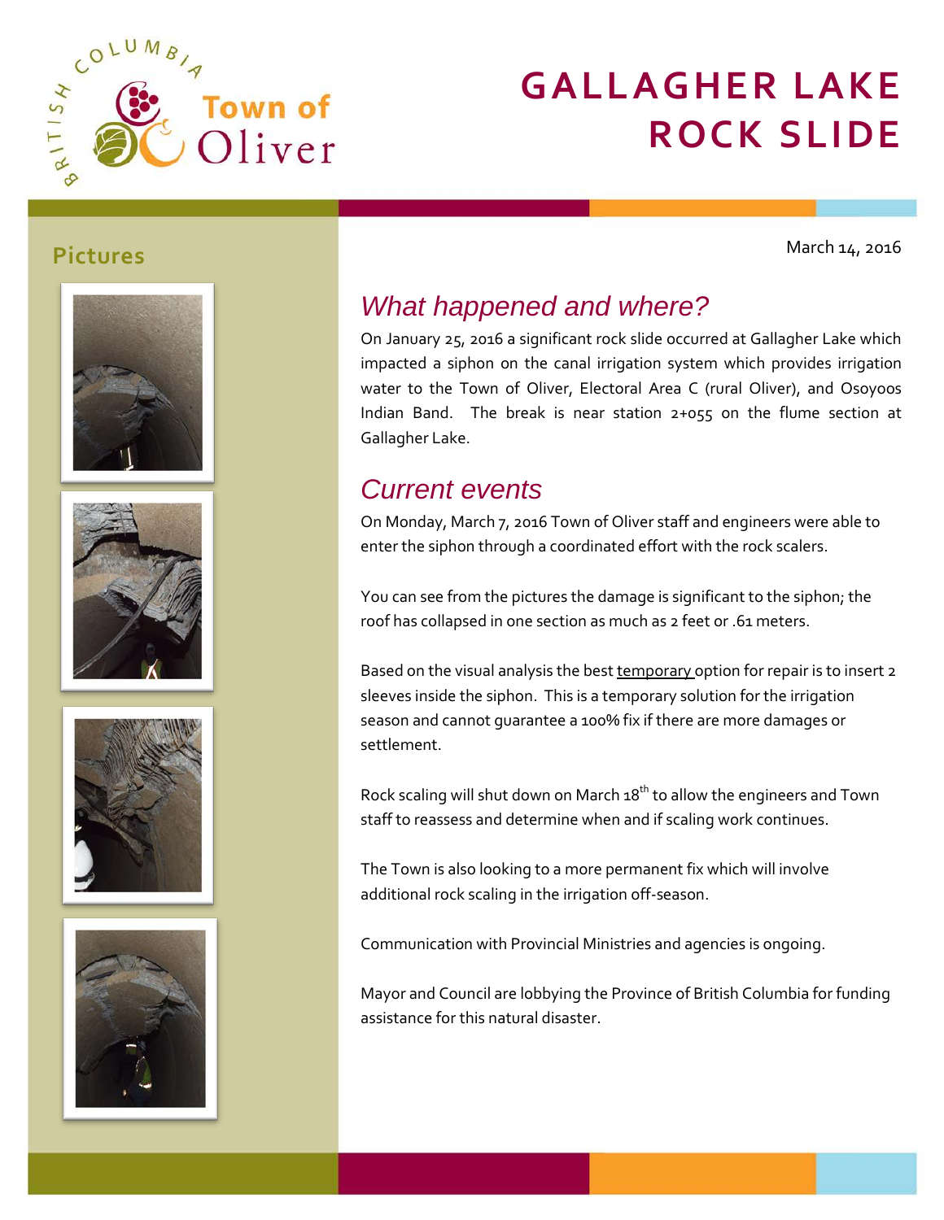# GALLAGHER LAKE ROCK SLIDE

British Columbia Town of Oliver

## Pictures

March 14, 2016

## *What happened and where?*

On January 25, 2016 a significant rock slide occurred at Gallagher Lake which impacted a siphon on the canal irrigation system which provides irrigation water to the Town of Oliver, Electoral Area C (rural Oliver), and Osoyoos Indian Band. The break is near station 2+055 on the flume section at Gallagher Lake.

## *Current events*

On Monday, March 7, 2016 Town of Oliver staff and engineers were able to enter the siphon through a coordinated effort with the rock scalers.

You can see from the pictures the damage is significant to the siphon; the roof has collapsed in one section as much as 2 feet or .61 meters.

Based on the visual analysis the best <u>temporary</u> option for repair is to insert 2 sleeves inside the siphon. This is a temporary solution for the irrigation season and cannot guarantee a 100% fix if there are more damages or settlement.

Rock scaling will shut down on March 18th to allow the engineers and Town staff to reassess and determine when and if scaling work continues.

The Town is also looking to a more permanent fix which will involve additional rock scaling in the irrigation off-season.

Communication with Provincial Ministries and agencies is ongoing.

Mayor and Council are lobbying the Province of British Columbia for funding assistance for this natural disaster.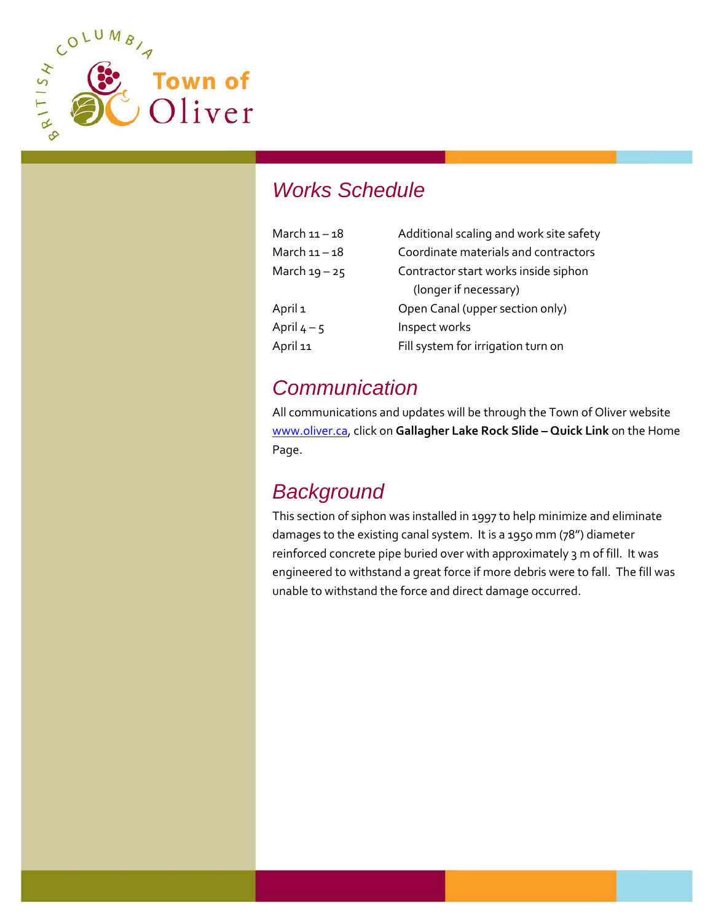## Works Schedule

| | |
|---|---|
| March 11 – 18 | Additional scaling and work site safety |
| March 11 – 18 | Coordinate materials and contractors |
| March 19 – 25 | Contractor start works inside siphon (longer if necessary) |
| April 1 | Open Canal (upper section only) |
| April 4 – 5 | Inspect works |
| April 11 | Fill system for irrigation turn on |

## Communication

All communications and updates will be through the Town of Oliver website www.oliver.ca, click on **Gallagher Lake Rock Slide – Quick Link** on the Home Page.

## Background

This section of siphon was installed in 1997 to help minimize and eliminate damages to the existing canal system. It is a 1950 mm (78") diameter reinforced concrete pipe buried over with approximately 3 m of fill. It was engineered to withstand a great force if more debris were to fall. The fill was unable to withstand the force and direct damage occurred.